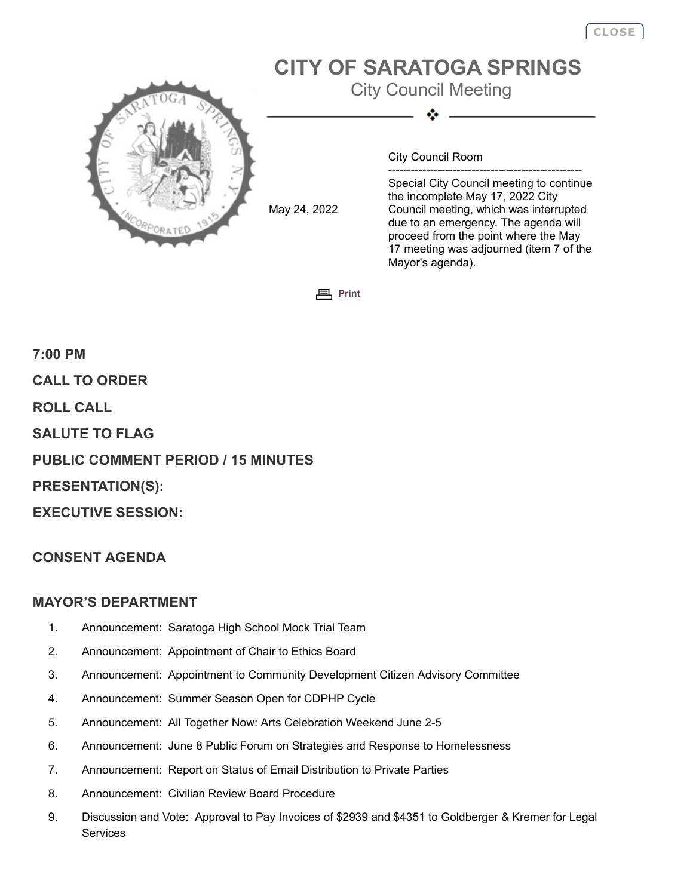# CITY OF SARATOGA SPRINGS

## City Council Meeting

May 24, 2022

City Council Room

---------------------------------------------------

Special City Council meeting to continue the incomplete May 17, 2022 City Council meeting, which was interrupted due to an emergency. The agenda will proceed from the point where the May 17 meeting was adjourned (item 7 of the Mayor's agenda).

### 7:00 PM

### CALL TO ORDER

### ROLL CALL

### SALUTE TO FLAG

### PUBLIC COMMENT PERIOD / 15 MINUTES

### PRESENTATION(S):

### EXECUTIVE SESSION:

### CONSENT AGENDA

### MAYOR'S DEPARTMENT

1. Announcement: Saratoga High School Mock Trial Team
2. Announcement: Appointment of Chair to Ethics Board
3. Announcement: Appointment to Community Development Citizen Advisory Committee
4. Announcement: Summer Season Open for CDPHP Cycle
5. Announcement: All Together Now: Arts Celebration Weekend June 2-5
6. Announcement: June 8 Public Forum on Strategies and Response to Homelessness
7. Announcement: Report on Status of Email Distribution to Private Parties
8. Announcement: Civilian Review Board Procedure
9. Discussion and Vote: Approval to Pay Invoices of $2939 and $4351 to Goldberger & Kremer for Legal Services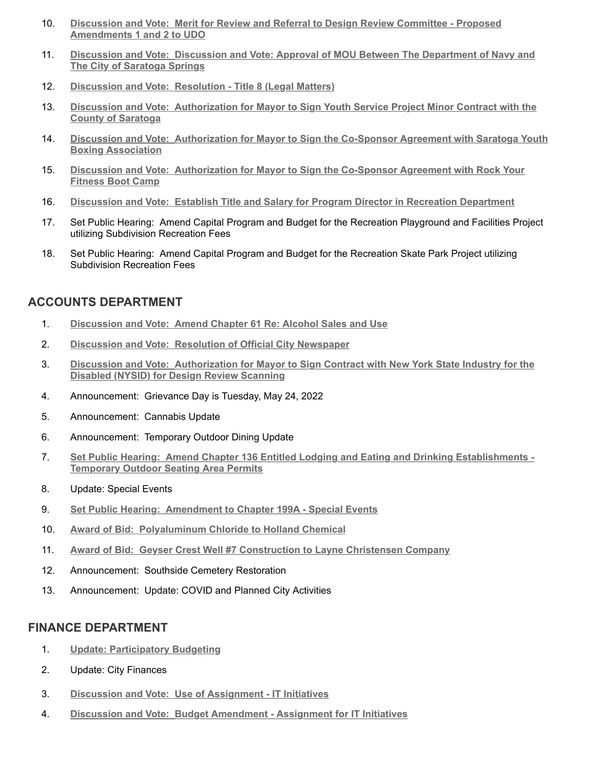10. **Discussion and Vote: Merit for Review and Referral to Design Review Committee - Proposed Amendments 1 and 2 to UDO**

11. **Discussion and Vote: Discussion and Vote: Approval of MOU Between The Department of Navy and The City of Saratoga Springs**

12. **Discussion and Vote: Resolution - Title 8 (Legal Matters)**

13. **Discussion and Vote: Authorization for Mayor to Sign Youth Service Project Minor Contract with the County of Saratoga**

14. **Discussion and Vote: Authorization for Mayor to Sign the Co-Sponsor Agreement with Saratoga Youth Boxing Association**

15. **Discussion and Vote: Authorization for Mayor to Sign the Co-Sponsor Agreement with Rock Your Fitness Boot Camp**

16. **Discussion and Vote: Establish Title and Salary for Program Director in Recreation Department**

17. Set Public Hearing: Amend Capital Program and Budget for the Recreation Playground and Facilities Project utilizing Subdivision Recreation Fees

18. Set Public Hearing: Amend Capital Program and Budget for the Recreation Skate Park Project utilizing Subdivision Recreation Fees

## ACCOUNTS DEPARTMENT

1. **Discussion and Vote: Amend Chapter 61 Re: Alcohol Sales and Use**
2. **Discussion and Vote: Resolution of Official City Newspaper**
3. **Discussion and Vote: Authorization for Mayor to Sign Contract with New York State Industry for the Disabled (NYSID) for Design Review Scanning**
4. Announcement: Grievance Day is Tuesday, May 24, 2022
5. Announcement: Cannabis Update
6. Announcement: Temporary Outdoor Dining Update
7. **Set Public Hearing: Amend Chapter 136 Entitled Lodging and Eating and Drinking Establishments - Temporary Outdoor Seating Area Permits**
8. Update: Special Events
9. **Set Public Hearing: Amendment to Chapter 199A - Special Events**
10. **Award of Bid: Polyaluminum Chloride to Holland Chemical**
11. **Award of Bid: Geyser Crest Well #7 Construction to Layne Christensen Company**
12. Announcement: Southside Cemetery Restoration
13. Announcement: Update: COVID and Planned City Activities

## FINANCE DEPARTMENT

1. **Update: Participatory Budgeting**
2. Update: City Finances
3. **Discussion and Vote: Use of Assignment - IT Initiatives**
4. **Discussion and Vote: Budget Amendment - Assignment for IT Initiatives**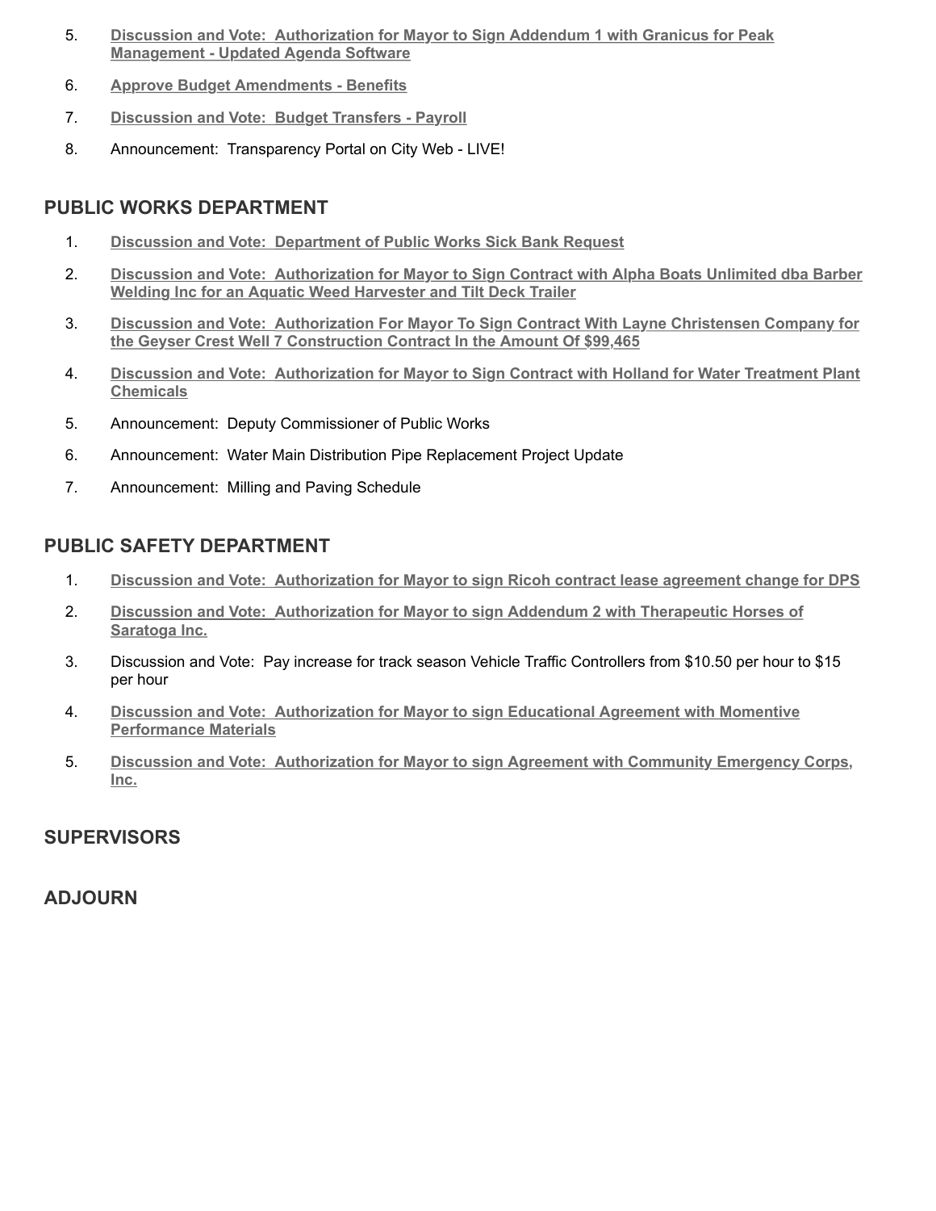5. **Discussion and Vote: Authorization for Mayor to Sign Addendum 1 with Granicus for Peak Management - Updated Agenda Software**
6. **Approve Budget Amendments - Benefits**
7. **Discussion and Vote: Budget Transfers - Payroll**
8. Announcement: Transparency Portal on City Web - LIVE!

## PUBLIC WORKS DEPARTMENT

1. **Discussion and Vote: Department of Public Works Sick Bank Request**
2. **Discussion and Vote: Authorization for Mayor to Sign Contract with Alpha Boats Unlimited dba Barber Welding Inc for an Aquatic Weed Harvester and Tilt Deck Trailer**
3. **Discussion and Vote: Authorization For Mayor To Sign Contract With Layne Christensen Company for the Geyser Crest Well 7 Construction Contract In the Amount Of $99,465**
4. **Discussion and Vote: Authorization for Mayor to Sign Contract with Holland for Water Treatment Plant Chemicals**
5. Announcement: Deputy Commissioner of Public Works
6. Announcement: Water Main Distribution Pipe Replacement Project Update
7. Announcement: Milling and Paving Schedule

## PUBLIC SAFETY DEPARTMENT

1. **Discussion and Vote: Authorization for Mayor to sign Ricoh contract lease agreement change for DPS**
2. **Discussion and Vote: Authorization for Mayor to sign Addendum 2 with Therapeutic Horses of Saratoga Inc.**
3. Discussion and Vote: Pay increase for track season Vehicle Traffic Controllers from $10.50 per hour to $15 per hour
4. **Discussion and Vote: Authorization for Mayor to sign Educational Agreement with Momentive Performance Materials**
5. **Discussion and Vote: Authorization for Mayor to sign Agreement with Community Emergency Corps, Inc.**

## SUPERVISORS

## ADJOURN